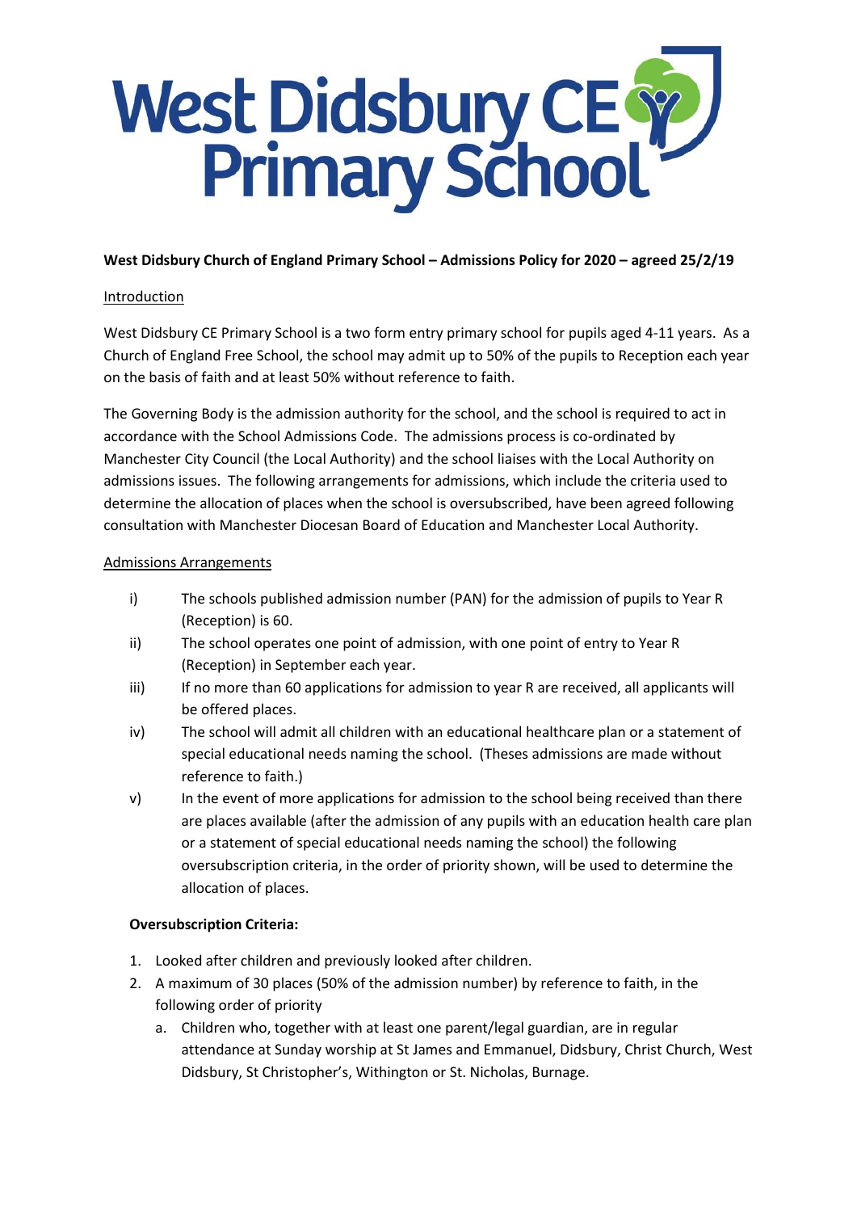# West Didsbury CE Primary School

**West Didsbury Church of England Primary School – Admissions Policy for 2020 – agreed 25/2/19**

Introduction

West Didsbury CE Primary School is a two form entry primary school for pupils aged 4-11 years. As a Church of England Free School, the school may admit up to 50% of the pupils to Reception each year on the basis of faith and at least 50% without reference to faith.

The Governing Body is the admission authority for the school, and the school is required to act in accordance with the School Admissions Code. The admissions process is co-ordinated by Manchester City Council (the Local Authority) and the school liaises with the Local Authority on admissions issues. The following arrangements for admissions, which include the criteria used to determine the allocation of places when the school is oversubscribed, have been agreed following consultation with Manchester Diocesan Board of Education and Manchester Local Authority.

Admissions Arrangements

i) The schools published admission number (PAN) for the admission of pupils to Year R (Reception) is 60.

ii) The school operates one point of admission, with one point of entry to Year R (Reception) in September each year.

iii) If no more than 60 applications for admission to year R are received, all applicants will be offered places.

iv) The school will admit all children with an educational healthcare plan or a statement of special educational needs naming the school. (Theses admissions are made without reference to faith.)

v) In the event of more applications for admission to the school being received than there are places available (after the admission of any pupils with an education health care plan or a statement of special educational needs naming the school) the following oversubscription criteria, in the order of priority shown, will be used to determine the allocation of places.

**Oversubscription Criteria:**

1. Looked after children and previously looked after children.
2. A maximum of 30 places (50% of the admission number) by reference to faith, in the following order of priority
   a. Children who, together with at least one parent/legal guardian, are in regular attendance at Sunday worship at St James and Emmanuel, Didsbury, Christ Church, West Didsbury, St Christopher's, Withington or St. Nicholas, Burnage.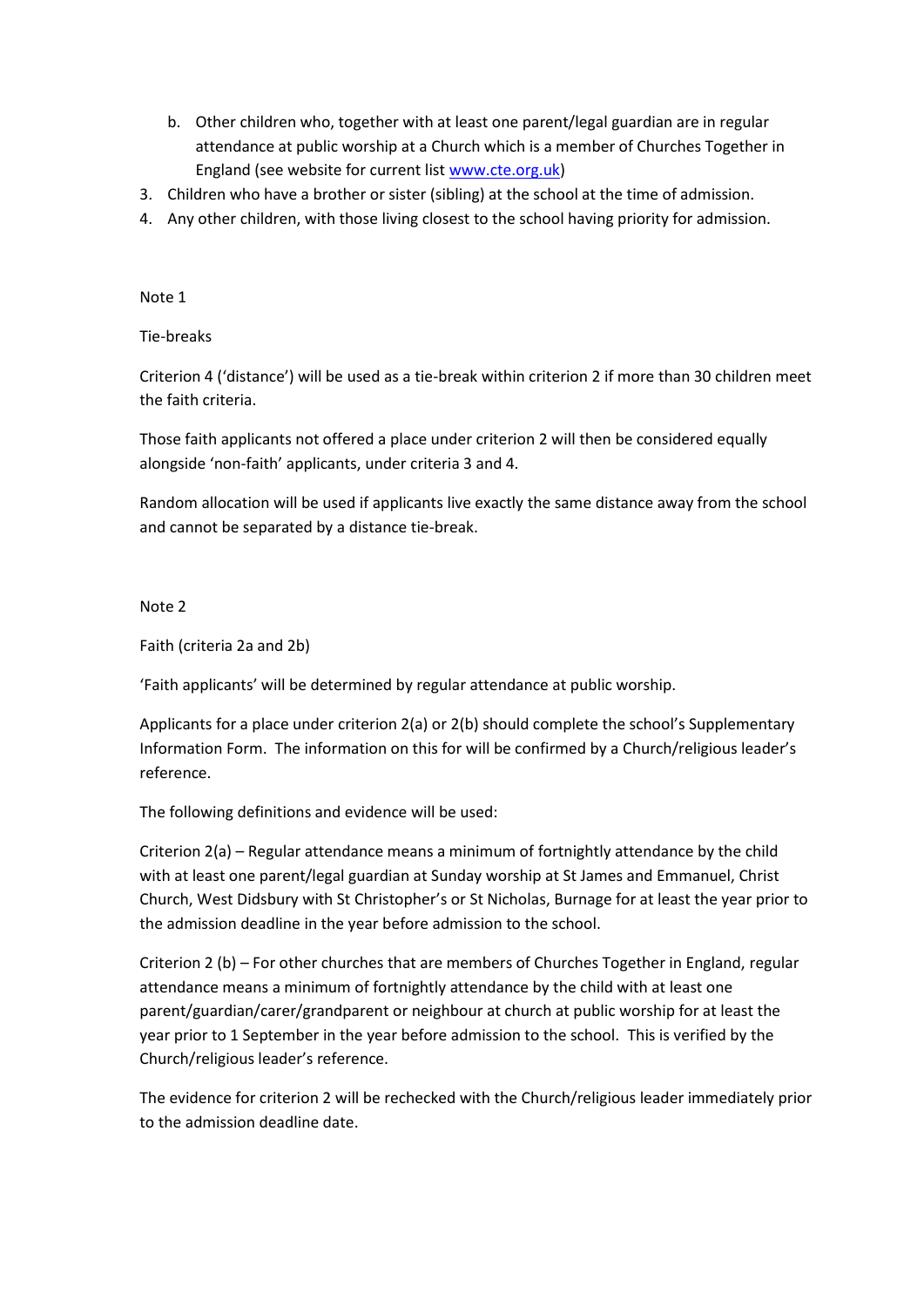b. Other children who, together with at least one parent/legal guardian are in regular attendance at public worship at a Church which is a member of Churches Together in England (see website for current list [www.cte.org.uk](www.cte.org.uk))
3. Children who have a brother or sister (sibling) at the school at the time of admission.
4. Any other children, with those living closest to the school having priority for admission.

Note 1

Tie-breaks

Criterion 4 ('distance') will be used as a tie-break within criterion 2 if more than 30 children meet the faith criteria.

Those faith applicants not offered a place under criterion 2 will then be considered equally alongside 'non-faith' applicants, under criteria 3 and 4.

Random allocation will be used if applicants live exactly the same distance away from the school and cannot be separated by a distance tie-break.

Note 2

Faith (criteria 2a and 2b)

'Faith applicants' will be determined by regular attendance at public worship.

Applicants for a place under criterion 2(a) or 2(b) should complete the school's Supplementary Information Form. The information on this for will be confirmed by a Church/religious leader's reference.

The following definitions and evidence will be used:

Criterion 2(a) – Regular attendance means a minimum of fortnightly attendance by the child with at least one parent/legal guardian at Sunday worship at St James and Emmanuel, Christ Church, West Didsbury with St Christopher's or St Nicholas, Burnage for at least the year prior to the admission deadline in the year before admission to the school.

Criterion 2 (b) – For other churches that are members of Churches Together in England, regular attendance means a minimum of fortnightly attendance by the child with at least one parent/guardian/carer/grandparent or neighbour at church at public worship for at least the year prior to 1 September in the year before admission to the school. This is verified by the Church/religious leader's reference.

The evidence for criterion 2 will be rechecked with the Church/religious leader immediately prior to the admission deadline date.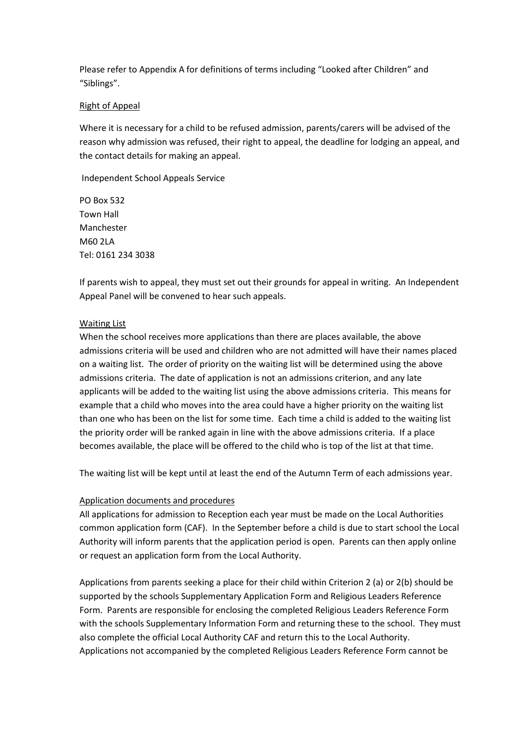Please refer to Appendix A for definitions of terms including "Looked after Children" and "Siblings".

## Right of Appeal

Where it is necessary for a child to be refused admission, parents/carers will be advised of the reason why admission was refused, their right to appeal, the deadline for lodging an appeal, and the contact details for making an appeal.

Independent School Appeals Service

PO Box 532
Town Hall
Manchester
M60 2LA
Tel: 0161 234 3038

If parents wish to appeal, they must set out their grounds for appeal in writing. An Independent Appeal Panel will be convened to hear such appeals.

## Waiting List

When the school receives more applications than there are places available, the above admissions criteria will be used and children who are not admitted will have their names placed on a waiting list. The order of priority on the waiting list will be determined using the above admissions criteria. The date of application is not an admissions criterion, and any late applicants will be added to the waiting list using the above admissions criteria. This means for example that a child who moves into the area could have a higher priority on the waiting list than one who has been on the list for some time. Each time a child is added to the waiting list the priority order will be ranked again in line with the above admissions criteria. If a place becomes available, the place will be offered to the child who is top of the list at that time.

The waiting list will be kept until at least the end of the Autumn Term of each admissions year.

## Application documents and procedures

All applications for admission to Reception each year must be made on the Local Authorities common application form (CAF). In the September before a child is due to start school the Local Authority will inform parents that the application period is open. Parents can then apply online or request an application form from the Local Authority.

Applications from parents seeking a place for their child within Criterion 2 (a) or 2(b) should be supported by the schools Supplementary Application Form and Religious Leaders Reference Form. Parents are responsible for enclosing the completed Religious Leaders Reference Form with the schools Supplementary Information Form and returning these to the school. They must also complete the official Local Authority CAF and return this to the Local Authority. Applications not accompanied by the completed Religious Leaders Reference Form cannot be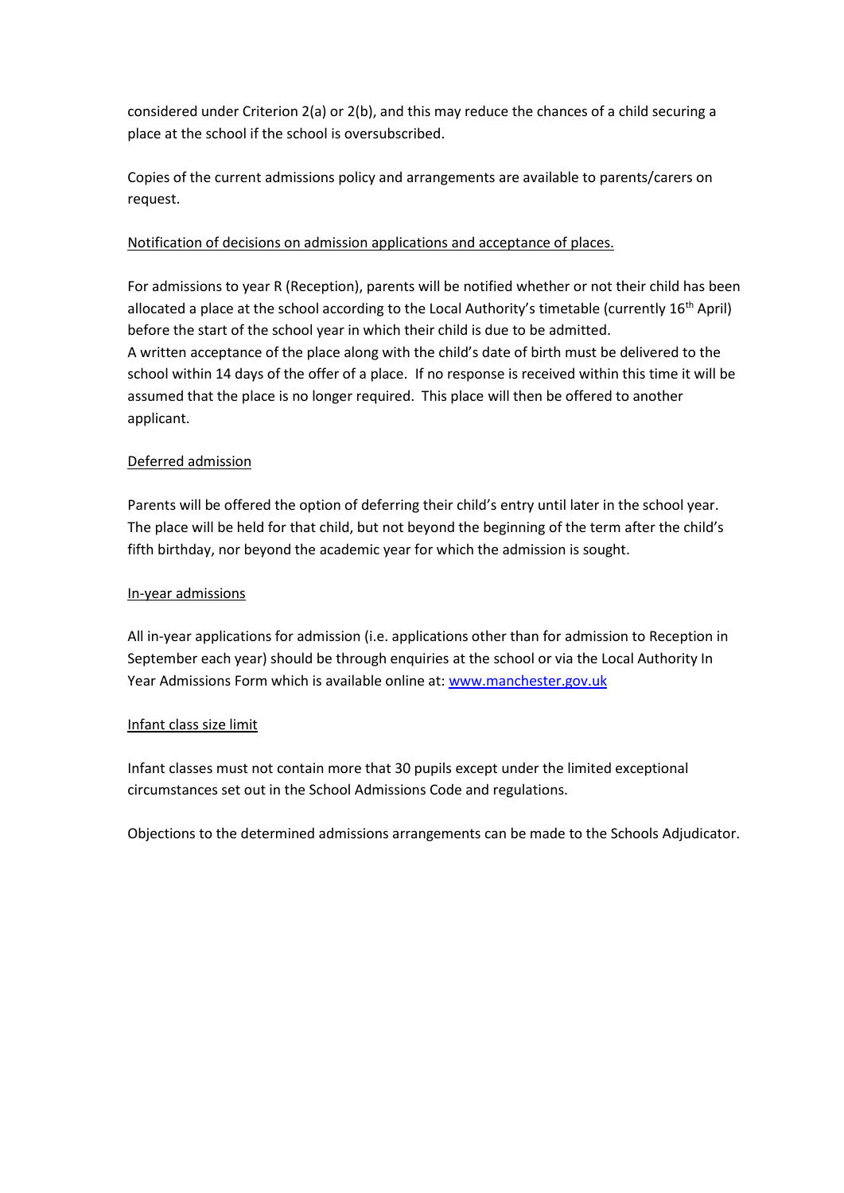considered under Criterion 2(a) or 2(b), and this may reduce the chances of a child securing a place at the school if the school is oversubscribed.

Copies of the current admissions policy and arrangements are available to parents/carers on request.

Notification of decisions on admission applications and acceptance of places.

For admissions to year R (Reception), parents will be notified whether or not their child has been allocated a place at the school according to the Local Authority's timetable (currently 16th April) before the start of the school year in which their child is due to be admitted.
A written acceptance of the place along with the child's date of birth must be delivered to the school within 14 days of the offer of a place. If no response is received within this time it will be assumed that the place is no longer required. This place will then be offered to another applicant.

Deferred admission

Parents will be offered the option of deferring their child's entry until later in the school year. The place will be held for that child, but not beyond the beginning of the term after the child's fifth birthday, nor beyond the academic year for which the admission is sought.

In-year admissions

All in-year applications for admission (i.e. applications other than for admission to Reception in September each year) should be through enquiries at the school or via the Local Authority In Year Admissions Form which is available online at: [www.manchester.gov.uk](http://www.manchester.gov.uk)

Infant class size limit

Infant classes must not contain more that 30 pupils except under the limited exceptional circumstances set out in the School Admissions Code and regulations.

Objections to the determined admissions arrangements can be made to the Schools Adjudicator.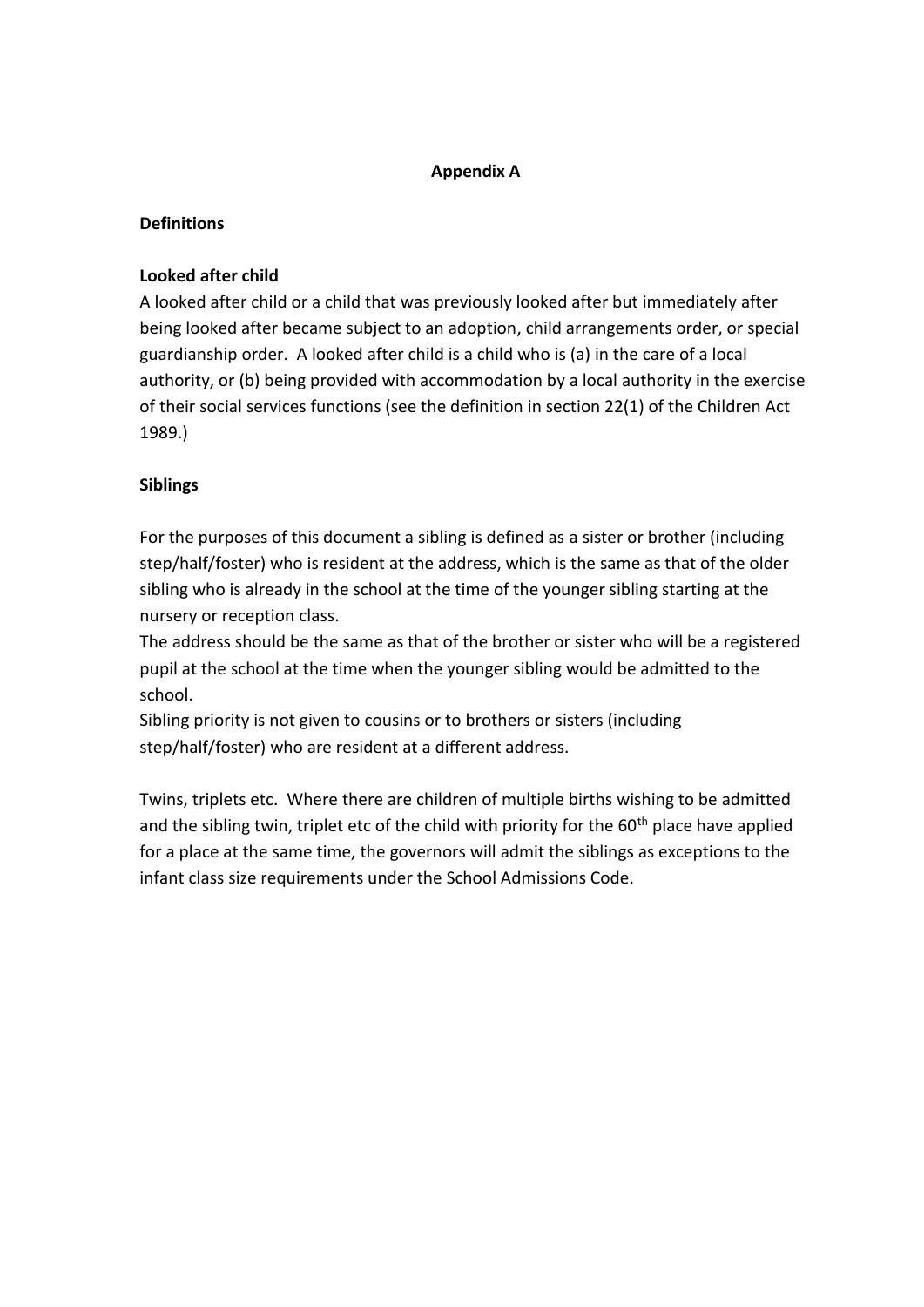## Appendix A

### Definitions

**Looked after child**

A looked after child or a child that was previously looked after but immediately after being looked after became subject to an adoption, child arrangements order, or special guardianship order. A looked after child is a child who is (a) in the care of a local authority, or (b) being provided with accommodation by a local authority in the exercise of their social services functions (see the definition in section 22(1) of the Children Act 1989.)

**Siblings**

For the purposes of this document a sibling is defined as a sister or brother (including step/half/foster) who is resident at the address, which is the same as that of the older sibling who is already in the school at the time of the younger sibling starting at the nursery or reception class.

The address should be the same as that of the brother or sister who will be a registered pupil at the school at the time when the younger sibling would be admitted to the school.

Sibling priority is not given to cousins or to brothers or sisters (including step/half/foster) who are resident at a different address.

Twins, triplets etc. Where there are children of multiple births wishing to be admitted and the sibling twin, triplet etc of the child with priority for the 60th place have applied for a place at the same time, the governors will admit the siblings as exceptions to the infant class size requirements under the School Admissions Code.